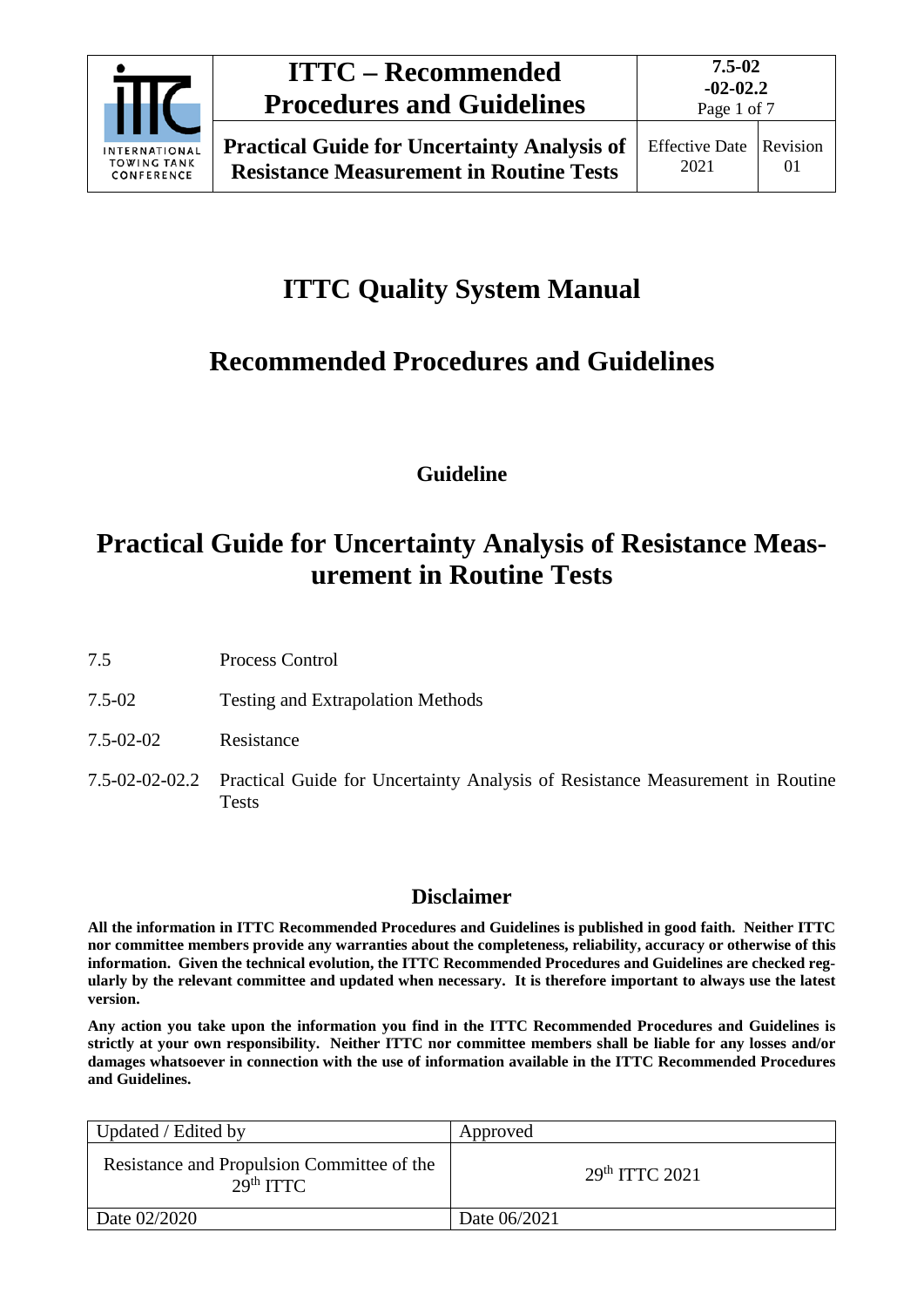# ITTC Quality System Manual

## Recommended Procedures and Guidelines

**Guideline**

# Practical Guide for Uncertainty Analysis of Resistance Measurement in Routine Tests

| | |
|---|---|
| 7.5 | Process Control |
| 7.5-02 | Testing and Extrapolation Methods |
| 7.5-02-02 | Resistance |
| 7.5-02-02-02.2 | Practical Guide for Uncertainty Analysis of Resistance Measurement in Routine Tests |

## Disclaimer

**All the information in ITTC Recommended Procedures and Guidelines is published in good faith. Neither ITTC nor committee members provide any warranties about the completeness, reliability, accuracy or otherwise of this information. Given the technical evolution, the ITTC Recommended Procedures and Guidelines are checked regularly by the relevant committee and updated when necessary. It is therefore important to always use the latest version.**

**Any action you take upon the information you find in the ITTC Recommended Procedures and Guidelines is strictly at your own responsibility. Neither ITTC nor committee members shall be liable for any losses and/or damages whatsoever in connection with the use of information available in the ITTC Recommended Procedures and Guidelines.**

| Updated / Edited by | Approved |
|---|---|
| Resistance and Propulsion Committee of the 29th ITTC | 29th ITTC 2021 |
| Date 02/2020 | Date 06/2021 |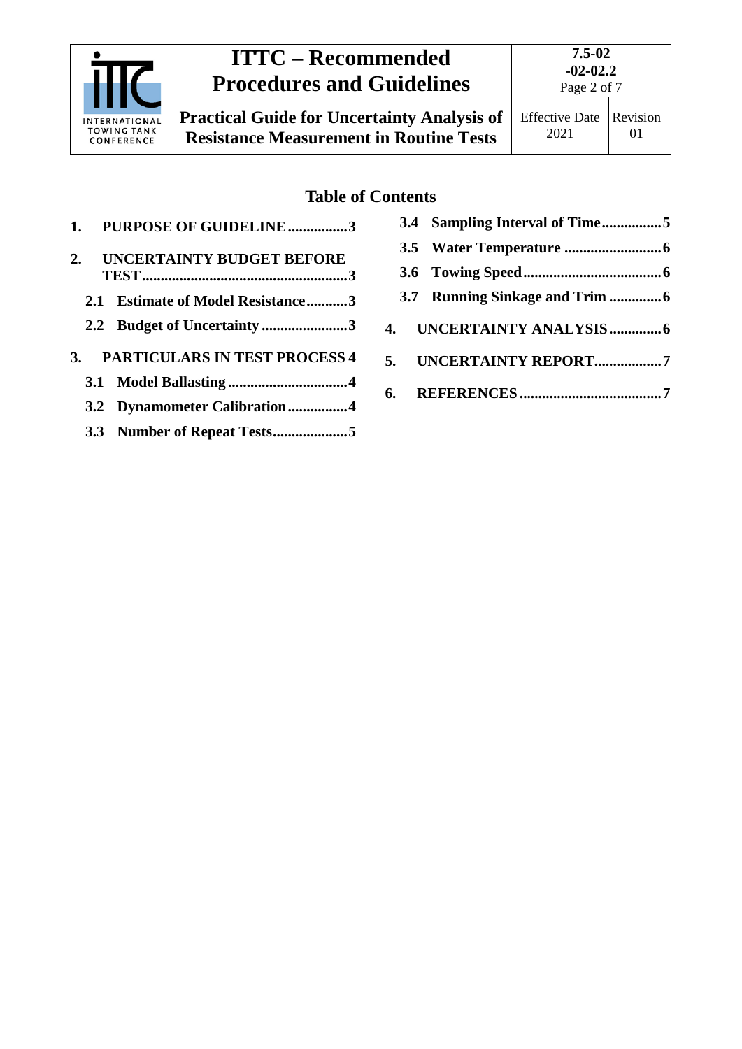## Table of Contents

**1. PURPOSE OF GUIDELINE ................3**

**2. UNCERTAINTY BUDGET BEFORE TEST ....................................................3**

- **2.1 Estimate of Model Resistance...........3**
- **2.2 Budget of Uncertainty .......................3**

**3. PARTICULARS IN TEST PROCESS 4**

- **3.1 Model Ballasting ................................4**
- **3.2 Dynamometer Calibration ................4**
- **3.3 Number of Repeat Tests....................5**
- **3.4 Sampling Interval of Time................5**
- **3.5 Water Temperature ..........................6**
- **3.6 Towing Speed.....................................6**
- **3.7 Running Sinkage and Trim ..............6**

**4. UNCERTAINTY ANALYSIS .............6**

**5. UNCERTAINTY REPORT..................7**

**6. REFERENCES .....................................7**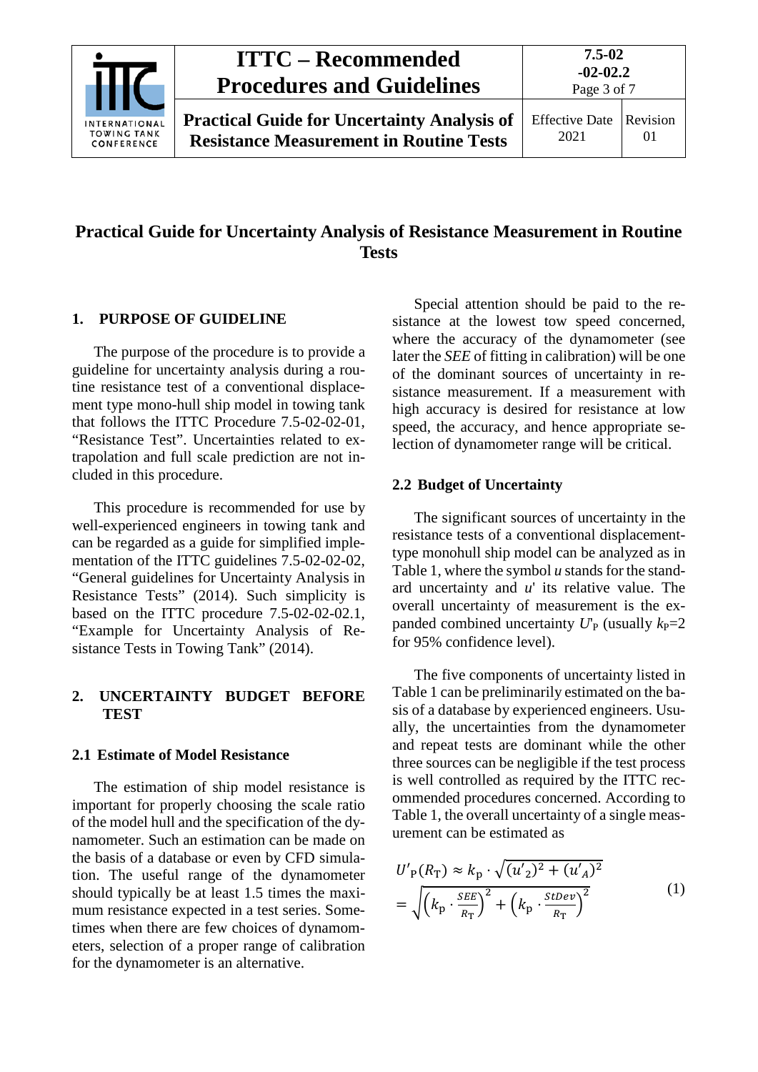# Practical Guide for Uncertainty Analysis of Resistance Measurement in Routine Tests

## 1. PURPOSE OF GUIDELINE

The purpose of the procedure is to provide a guideline for uncertainty analysis during a routine resistance test of a conventional displacement type mono-hull ship model in towing tank that follows the ITTC Procedure 7.5-02-02-01, "Resistance Test". Uncertainties related to extrapolation and full scale prediction are not included in this procedure.

This procedure is recommended for use by well-experienced engineers in towing tank and can be regarded as a guide for simplified implementation of the ITTC guidelines 7.5-02-02-02, "General guidelines for Uncertainty Analysis in Resistance Tests" (2014). Such simplicity is based on the ITTC procedure 7.5-02-02-02.1, "Example for Uncertainty Analysis of Resistance Tests in Towing Tank" (2014).

## 2. UNCERTAINTY BUDGET BEFORE TEST

### 2.1 Estimate of Model Resistance

The estimation of ship model resistance is important for properly choosing the scale ratio of the model hull and the specification of the dynamometer. Such an estimation can be made on the basis of a database or even by CFD simulation. The useful range of the dynamometer should typically be at least 1.5 times the maximum resistance expected in a test series. Sometimes when there are few choices of dynamometers, selection of a proper range of calibration for the dynamometer is an alternative.

Special attention should be paid to the resistance at the lowest tow speed concerned, where the accuracy of the dynamometer (see later the *SEE* of fitting in calibration) will be one of the dominant sources of uncertainty in resistance measurement. If a measurement with high accuracy is desired for resistance at low speed, the accuracy, and hence appropriate selection of dynamometer range will be critical.

### 2.2 Budget of Uncertainty

The significant sources of uncertainty in the resistance tests of a conventional displacement-type monohull ship model can be analyzed as in Table 1, where the symbol $u$ stands for the standard uncertainty and $u'$ its relative value. The overall uncertainty of measurement is the expanded combined uncertainty $U'_{\mathrm{P}}$ (usually $k_{\mathrm{P}}=2$ for 95% confidence level).

The five components of uncertainty listed in Table 1 can be preliminarily estimated on the basis of a database by experienced engineers. Usually, the uncertainties from the dynamometer and repeat tests are dominant while the other three sources can be negligible if the test process is well controlled as required by the ITTC recommended procedures concerned. According to Table 1, the overall uncertainty of a single measurement can be estimated as

$$U'_{\mathrm{P}}(R_{\mathrm{T}}) \approx k_{\mathrm{p}} \cdot \sqrt{(u'_2)^2 + (u'_A)^2} = \sqrt{\left(k_{\mathrm{p}} \cdot \frac{SEE}{R_{\mathrm{T}}}\right)^2 + \left(k_{\mathrm{p}} \cdot \frac{StDev}{R_{\mathrm{T}}}\right)^2} \quad (1)$$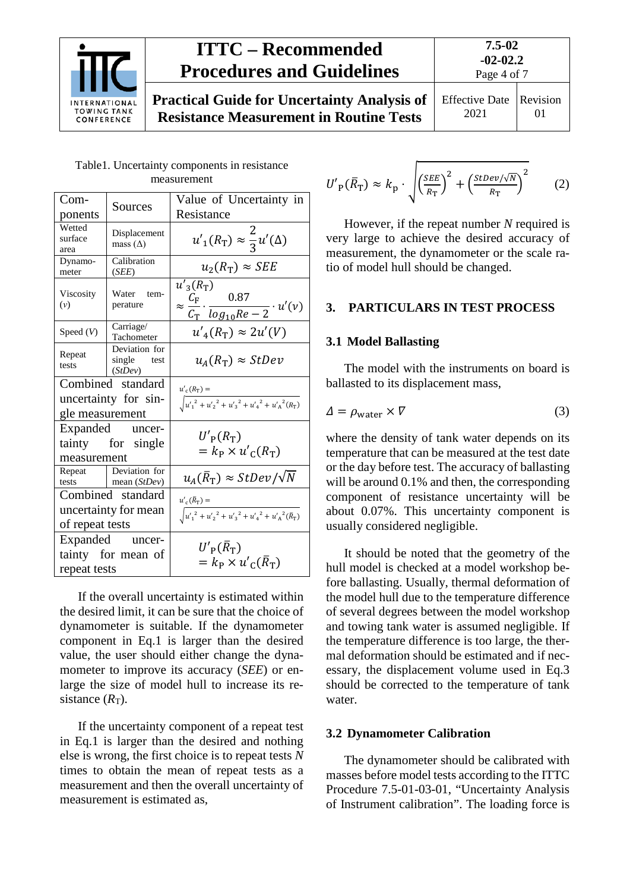Table1. Uncertainty components in resistance measurement

| Components | Sources | Value of Uncertainty in Resistance |
|---|---|---|
| Wetted surface area | Displacement mass (Δ) | $u'_1(R_T) \approx \frac{2}{3}u'(\Delta)$ |
| Dynamometer | Calibration (*SEE*) | $u_2(R_T) \approx SEE$ |
| Viscosity ($\nu$) | Water temperature | $u'_3(R_T) \approx \frac{C_F}{C_T} \cdot \frac{0.87}{log_{10}Re - 2} \cdot u'(\nu)$ |
| Speed ($V$) | Carriage/ Tachometer | $u'_4(R_T) \approx 2u'(V)$ |
| Repeat tests | Deviation for single test (*StDev*) | $u_A(R_T) \approx StDev$ |
| Combined standard uncertainty for single measurement | | $u'_c(R_T) = \sqrt{{u'_1}^2 + {u'_2}^2 + {u'_3}^2 + {u'_4}^2 + {u'_A}^2(R_T)}$ |
| Expanded uncertainty for single measurement | | $U'_P(R_T) = k_P \times u'_C(R_T)$ |
| Repeat tests | Deviation for mean (*StDev*) | $u_A(\bar{R}_T) \approx StDev/\sqrt{N}$ |
| Combined standard uncertainty for mean of repeat tests | | $u'_c(\bar{R}_T) = \sqrt{{u'_1}^2 + {u'_2}^2 + {u'_3}^2 + {u'_4}^2 + {u'_A}^2(\bar{R}_T)}$ |
| Expanded uncertainty for mean of repeat tests | | $U'_P(\bar{R}_T) = k_P \times u'_C(\bar{R}_T)$ |

If the overall uncertainty is estimated within the desired limit, it can be sure that the choice of dynamometer is suitable. If the dynamometer component in Eq.1 is larger than the desired value, the user should either change the dynamometer to improve its accuracy (*SEE*) or enlarge the size of model hull to increase its resistance ($R_T$).

If the uncertainty component of a repeat test in Eq.1 is larger than the desired and nothing else is wrong, the first choice is to repeat tests $N$ times to obtain the mean of repeat tests as a measurement and then the overall uncertainty of measurement is estimated as,

$$U'_P(\bar{R}_T) \approx k_p \cdot \sqrt{\left(\frac{SEE}{R_T}\right)^2 + \left(\frac{StDev/\sqrt{N}}{R_T}\right)^2} \qquad (2)$$

However, if the repeat number $N$ required is very large to achieve the desired accuracy of measurement, the dynamometer or the scale ratio of model hull should be changed.

## 3. PARTICULARS IN TEST PROCESS

### 3.1 Model Ballasting

The model with the instruments on board is ballasted to its displacement mass,

$$\Delta = \rho_{\text{water}} \times \nabla \qquad (3)$$

where the density of tank water depends on its temperature that can be measured at the test date or the day before test. The accuracy of ballasting will be around 0.1% and then, the corresponding component of resistance uncertainty will be about 0.07%. This uncertainty component is usually considered negligible.

It should be noted that the geometry of the hull model is checked at a model workshop before ballasting. Usually, thermal deformation of the model hull due to the temperature difference of several degrees between the model workshop and towing tank water is assumed negligible. If the temperature difference is too large, the thermal deformation should be estimated and if necessary, the displacement volume used in Eq.3 should be corrected to the temperature of tank water.

### 3.2 Dynamometer Calibration

The dynamometer should be calibrated with masses before model tests according to the ITTC Procedure 7.5-01-03-01, "Uncertainty Analysis of Instrument calibration". The loading force is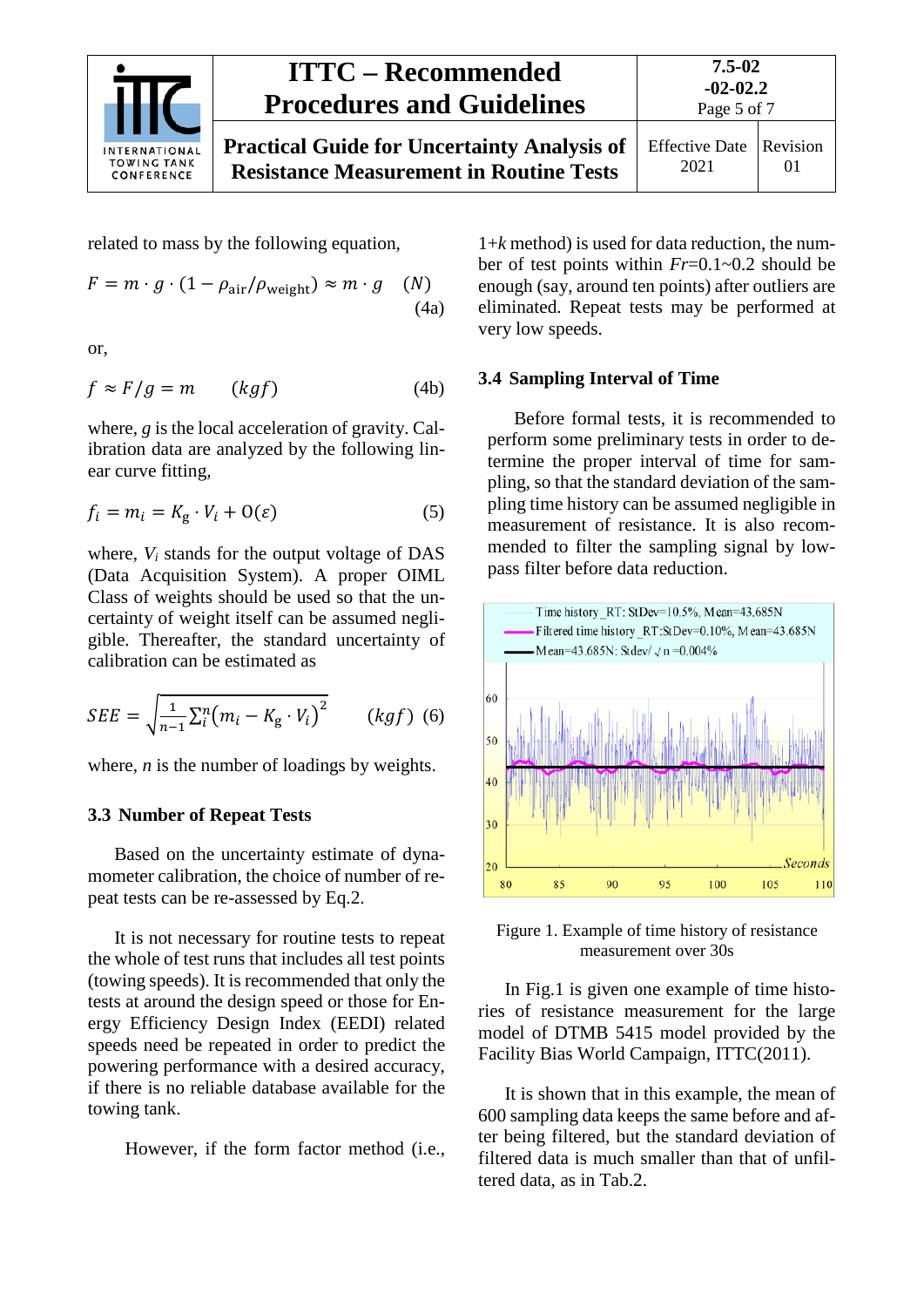related to mass by the following equation,

$$F = m \cdot g \cdot (1 - \rho_{\text{air}}/\rho_{\text{weight}}) \approx m \cdot g \quad (N) \tag{4a}$$

or,

$$f \approx F/g = m \qquad (kgf) \tag{4b}$$

where, $g$ is the local acceleration of gravity. Calibration data are analyzed by the following linear curve fitting,

$$f_i = m_i = K_g \cdot V_i + O(\varepsilon) \tag{5}$$

where, $V_i$ stands for the output voltage of DAS (Data Acquisition System). A proper OIML Class of weights should be used so that the uncertainty of weight itself can be assumed negligible. Thereafter, the standard uncertainty of calibration can be estimated as

$$SEE = \sqrt{\frac{1}{n-1}\sum_i^n \left(m_i - K_g \cdot V_i\right)^2} \qquad (kgf) \tag{6}$$

where, $n$ is the number of loadings by weights.

### 3.3 Number of Repeat Tests

Based on the uncertainty estimate of dynamometer calibration, the choice of number of repeat tests can be re-assessed by Eq.2.

It is not necessary for routine tests to repeat the whole of test runs that includes all test points (towing speeds). It is recommended that only the tests at around the design speed or those for Energy Efficiency Design Index (EEDI) related speeds need be repeated in order to predict the powering performance with a desired accuracy, if there is no reliable database available for the towing tank.

However, if the form factor method (i.e., 1+$k$ method) is used for data reduction, the number of test points within $Fr$=0.1~0.2 should be enough (say, around ten points) after outliers are eliminated. Repeat tests may be performed at very low speeds.

### 3.4 Sampling Interval of Time

Before formal tests, it is recommended to perform some preliminary tests in order to determine the proper interval of time for sampling, so that the standard deviation of the sampling time history can be assumed negligible in measurement of resistance. It is also recommended to filter the sampling signal by low-pass filter before data reduction.

Figure 1. Example of time history of resistance measurement over 30s

In Fig.1 is given one example of time histories of resistance measurement for the large model of DTMB 5415 model provided by the Facility Bias World Campaign, ITTC(2011).

It is shown that in this example, the mean of 600 sampling data keeps the same before and after being filtered, but the standard deviation of filtered data is much smaller than that of unfiltered data, as in Tab.2.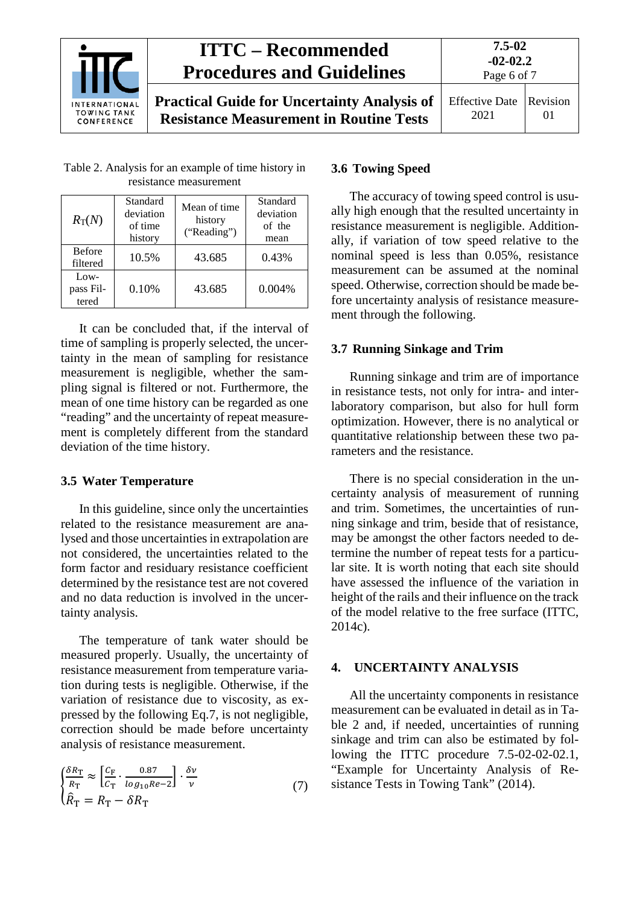Table 2. Analysis for an example of time history in resistance measurement

| $R_T(N)$ | Standard deviation of time history | Mean of time history ("Reading") | Standard deviation of the mean |
|---|---|---|---|
| Before filtered | 10.5% | 43.685 | 0.43% |
| Low-pass Filtered | 0.10% | 43.685 | 0.004% |

It can be concluded that, if the interval of time of sampling is properly selected, the uncertainty in the mean of sampling for resistance measurement is negligible, whether the sampling signal is filtered or not. Furthermore, the mean of one time history can be regarded as one "reading" and the uncertainty of repeat measurement is completely different from the standard deviation of the time history.

### 3.5 Water Temperature

In this guideline, since only the uncertainties related to the resistance measurement are analysed and those uncertainties in extrapolation are not considered, the uncertainties related to the form factor and residuary resistance coefficient determined by the resistance test are not covered and no data reduction is involved in the uncertainty analysis.

The temperature of tank water should be measured properly. Usually, the uncertainty of resistance measurement from temperature variation during tests is negligible. Otherwise, if the variation of resistance due to viscosity, as expressed by the following Eq.7, is not negligible, correction should be made before uncertainty analysis of resistance measurement.

$$\begin{cases} \frac{\delta R_T}{R_T} \approx \left[\frac{C_F}{C_T} \cdot \frac{0.87}{log_{10}Re-2}\right] \cdot \frac{\delta \nu}{\nu} \\ \hat{R}_T = R_T - \delta R_T \end{cases} \tag{7}$$

### 3.6 Towing Speed

The accuracy of towing speed control is usually high enough that the resulted uncertainty in resistance measurement is negligible. Additionally, if variation of tow speed relative to the nominal speed is less than 0.05%, resistance measurement can be assumed at the nominal speed. Otherwise, correction should be made before uncertainty analysis of resistance measurement through the following.

### 3.7 Running Sinkage and Trim

Running sinkage and trim are of importance in resistance tests, not only for intra- and inter-laboratory comparison, but also for hull form optimization. However, there is no analytical or quantitative relationship between these two parameters and the resistance.

There is no special consideration in the uncertainty analysis of measurement of running and trim. Sometimes, the uncertainties of running sinkage and trim, beside that of resistance, may be amongst the other factors needed to determine the number of repeat tests for a particular site. It is worth noting that each site should have assessed the influence of the variation in height of the rails and their influence on the track of the model relative to the free surface (ITTC, 2014c).

## 4. UNCERTAINTY ANALYSIS

All the uncertainty components in resistance measurement can be evaluated in detail as in Table 2 and, if needed, uncertainties of running sinkage and trim can also be estimated by following the ITTC procedure 7.5-02-02-02.1, "Example for Uncertainty Analysis of Resistance Tests in Towing Tank" (2014).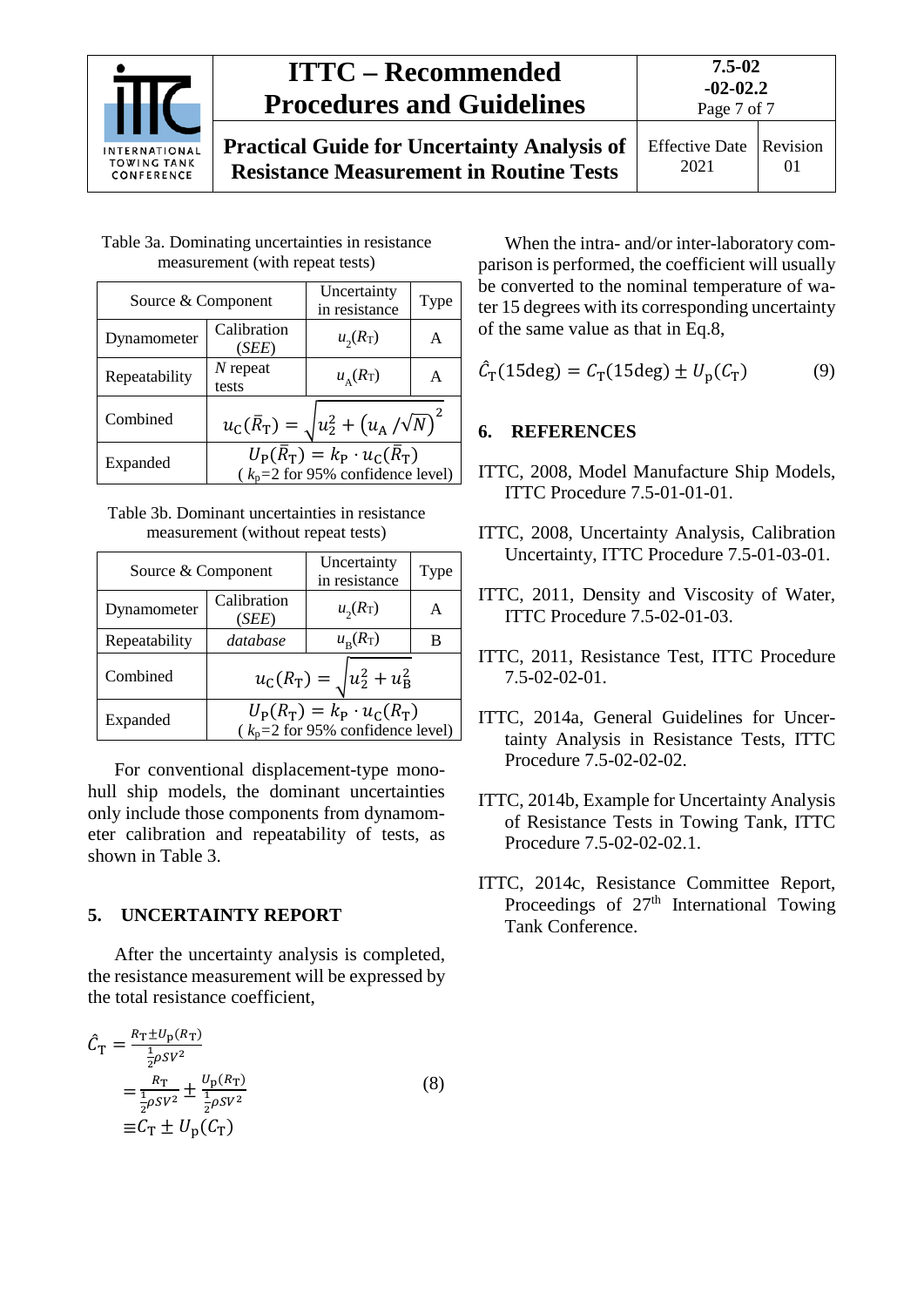Table 3a. Dominating uncertainties in resistance measurement (with repeat tests)

| Source & Component | | Uncertainty in resistance | Type |
|---|---|---|---|
| Dynamometer | Calibration (*SEE*) | $u_2(R_T)$ | A |
| Repeatability | *N* repeat tests | $u_A(R_T)$ | A |
| Combined | $u_C(\bar{R}_T) = \sqrt{u_2^2 + \left(u_A/\sqrt{N}\right)^2}$ | | |
| Expanded | $U_P(\bar{R}_T) = k_P \cdot u_C(\bar{R}_T)$ ( $k_p$=2 for 95% confidence level) | | |

Table 3b. Dominant uncertainties in resistance measurement (without repeat tests)

| Source & Component | | Uncertainty in resistance | Type |
|---|---|---|---|
| Dynamometer | Calibration (*SEE*) | $u_2(R_T)$ | A |
| Repeatability | *database* | $u_B(R_T)$ | B |
| Combined | $u_C(R_T) = \sqrt{u_2^2 + u_B^2}$ | | |
| Expanded | $U_P(R_T) = k_P \cdot u_C(R_T)$ ( $k_p$=2 for 95% confidence level) | | |

For conventional displacement-type monohull ship models, the dominant uncertainties only include those components from dynamometer calibration and repeatability of tests, as shown in Table 3.

## 5. UNCERTAINTY REPORT

After the uncertainty analysis is completed, the resistance measurement will be expressed by the total resistance coefficient,

$$\begin{aligned} \hat{C}_T &= \frac{R_T \pm U_p(R_T)}{\frac{1}{2}\rho S V^2} \\ &= \frac{R_T}{\frac{1}{2}\rho S V^2} \pm \frac{U_p(R_T)}{\frac{1}{2}\rho S V^2} \\ &\equiv C_T \pm U_p(C_T) \end{aligned} \tag{8}$$

When the intra- and/or inter-laboratory comparison is performed, the coefficient will usually be converted to the nominal temperature of water 15 degrees with its corresponding uncertainty of the same value as that in Eq.8,

$$\hat{C}_T(15\text{deg}) = C_T(15\text{deg}) \pm U_p(C_T) \tag{9}$$

## 6. REFERENCES

ITTC, 2008, Model Manufacture Ship Models, ITTC Procedure 7.5-01-01-01.

ITTC, 2008, Uncertainty Analysis, Calibration Uncertainty, ITTC Procedure 7.5-01-03-01.

ITTC, 2011, Density and Viscosity of Water, ITTC Procedure 7.5-02-01-03.

ITTC, 2011, Resistance Test, ITTC Procedure 7.5-02-02-01.

ITTC, 2014a, General Guidelines for Uncertainty Analysis in Resistance Tests, ITTC Procedure 7.5-02-02-02.

ITTC, 2014b, Example for Uncertainty Analysis of Resistance Tests in Towing Tank, ITTC Procedure 7.5-02-02-02.1.

ITTC, 2014c, Resistance Committee Report, Proceedings of 27th International Towing Tank Conference.